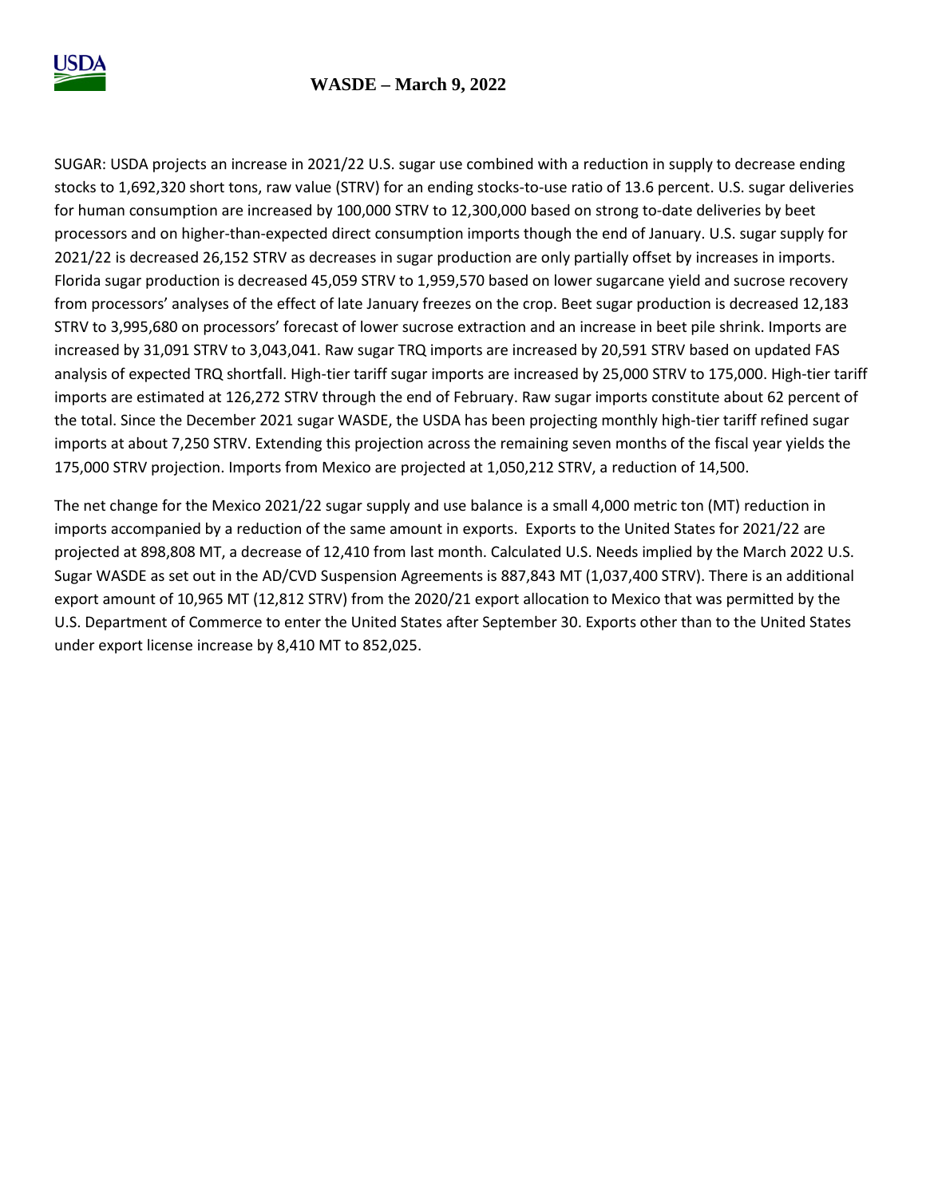# WASDE – March 9, 2022

SUGAR: USDA projects an increase in 2021/22 U.S. sugar use combined with a reduction in supply to decrease ending stocks to 1,692,320 short tons, raw value (STRV) for an ending stocks-to-use ratio of 13.6 percent. U.S. sugar deliveries for human consumption are increased by 100,000 STRV to 12,300,000 based on strong to-date deliveries by beet processors and on higher-than-expected direct consumption imports though the end of January. U.S. sugar supply for 2021/22 is decreased 26,152 STRV as decreases in sugar production are only partially offset by increases in imports. Florida sugar production is decreased 45,059 STRV to 1,959,570 based on lower sugarcane yield and sucrose recovery from processors' analyses of the effect of late January freezes on the crop. Beet sugar production is decreased 12,183 STRV to 3,995,680 on processors' forecast of lower sucrose extraction and an increase in beet pile shrink. Imports are increased by 31,091 STRV to 3,043,041. Raw sugar TRQ imports are increased by 20,591 STRV based on updated FAS analysis of expected TRQ shortfall. High-tier tariff sugar imports are increased by 25,000 STRV to 175,000. High-tier tariff imports are estimated at 126,272 STRV through the end of February. Raw sugar imports constitute about 62 percent of the total. Since the December 2021 sugar WASDE, the USDA has been projecting monthly high-tier tariff refined sugar imports at about 7,250 STRV. Extending this projection across the remaining seven months of the fiscal year yields the 175,000 STRV projection. Imports from Mexico are projected at 1,050,212 STRV, a reduction of 14,500.

The net change for the Mexico 2021/22 sugar supply and use balance is a small 4,000 metric ton (MT) reduction in imports accompanied by a reduction of the same amount in exports. Exports to the United States for 2021/22 are projected at 898,808 MT, a decrease of 12,410 from last month. Calculated U.S. Needs implied by the March 2022 U.S. Sugar WASDE as set out in the AD/CVD Suspension Agreements is 887,843 MT (1,037,400 STRV). There is an additional export amount of 10,965 MT (12,812 STRV) from the 2020/21 export allocation to Mexico that was permitted by the U.S. Department of Commerce to enter the United States after September 30. Exports other than to the United States under export license increase by 8,410 MT to 852,025.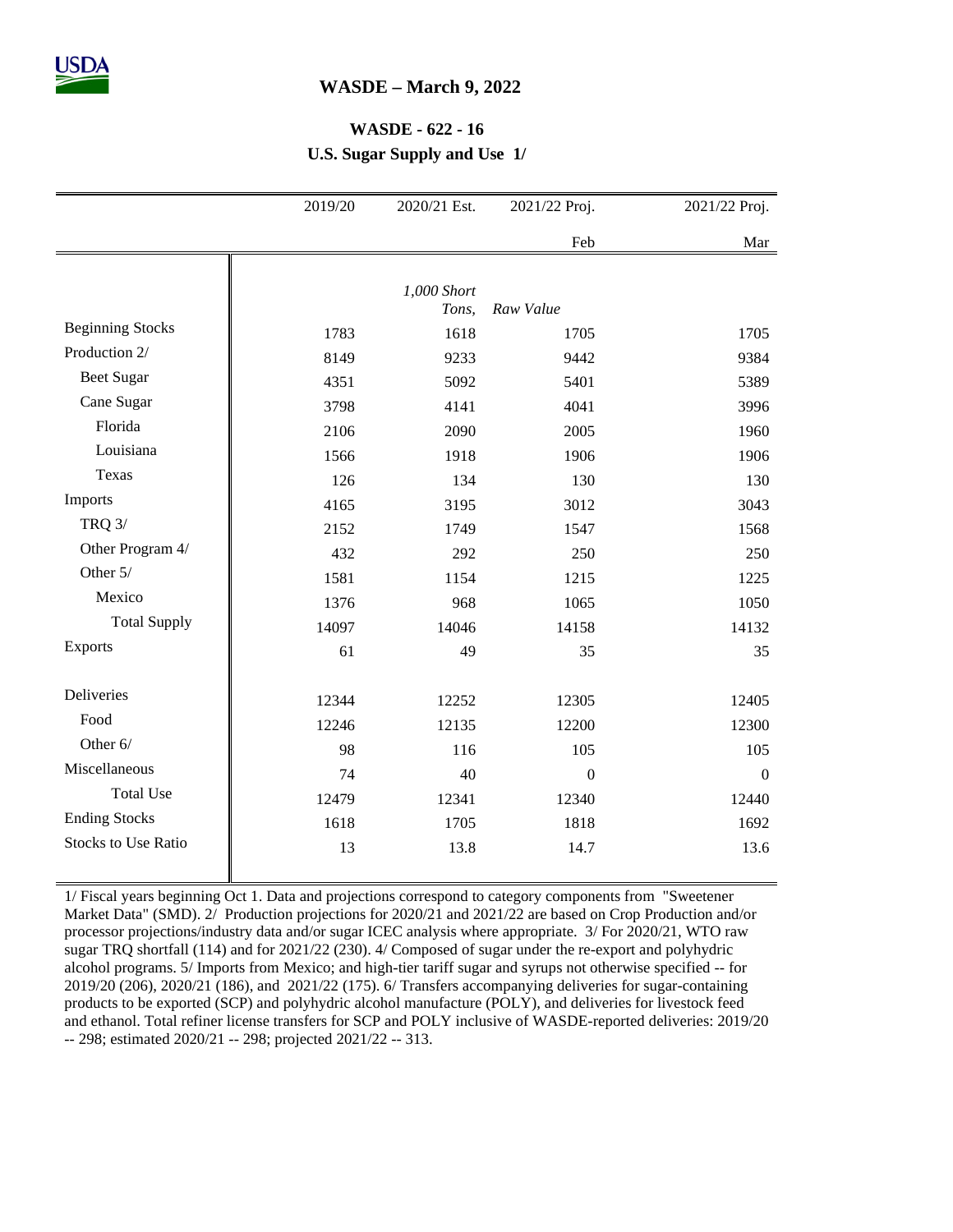# WASDE – March 9, 2022

## WASDE - 622 - 16

### U.S. Sugar Supply and Use 1/

| | 2019/20 | 2020/21 Est. | 2021/22 Proj. | 2021/22 Proj. |
|---|---|---|---|---|
| | | | Feb | Mar |
| | | *1,000 Short Tons,* | *Raw Value* | |
| Beginning Stocks | 1783 | 1618 | 1705 | 1705 |
| Production 2/ | 8149 | 9233 | 9442 | 9384 |
| Beet Sugar | 4351 | 5092 | 5401 | 5389 |
| Cane Sugar | 3798 | 4141 | 4041 | 3996 |
| Florida | 2106 | 2090 | 2005 | 1960 |
| Louisiana | 1566 | 1918 | 1906 | 1906 |
| Texas | 126 | 134 | 130 | 130 |
| Imports | 4165 | 3195 | 3012 | 3043 |
| TRQ 3/ | 2152 | 1749 | 1547 | 1568 |
| Other Program 4/ | 432 | 292 | 250 | 250 |
| Other 5/ | 1581 | 1154 | 1215 | 1225 |
| Mexico | 1376 | 968 | 1065 | 1050 |
| Total Supply | 14097 | 14046 | 14158 | 14132 |
| Exports | 61 | 49 | 35 | 35 |
| Deliveries | 12344 | 12252 | 12305 | 12405 |
| Food | 12246 | 12135 | 12200 | 12300 |
| Other 6/ | 98 | 116 | 105 | 105 |
| Miscellaneous | 74 | 40 | 0 | 0 |
| Total Use | 12479 | 12341 | 12340 | 12440 |
| Ending Stocks | 1618 | 1705 | 1818 | 1692 |
| Stocks to Use Ratio | 13 | 13.8 | 14.7 | 13.6 |

1/ Fiscal years beginning Oct 1. Data and projections correspond to category components from "Sweetener Market Data" (SMD). 2/ Production projections for 2020/21 and 2021/22 are based on Crop Production and/or processor projections/industry data and/or sugar ICEC analysis where appropriate. 3/ For 2020/21, WTO raw sugar TRQ shortfall (114) and for 2021/22 (230). 4/ Composed of sugar under the re-export and polyhydric alcohol programs. 5/ Imports from Mexico; and high-tier tariff sugar and syrups not otherwise specified -- for 2019/20 (206), 2020/21 (186), and 2021/22 (175). 6/ Transfers accompanying deliveries for sugar-containing products to be exported (SCP) and polyhydric alcohol manufacture (POLY), and deliveries for livestock feed and ethanol. Total refiner license transfers for SCP and POLY inclusive of WASDE-reported deliveries: 2019/20 -- 298; estimated 2020/21 -- 298; projected 2021/22 -- 313.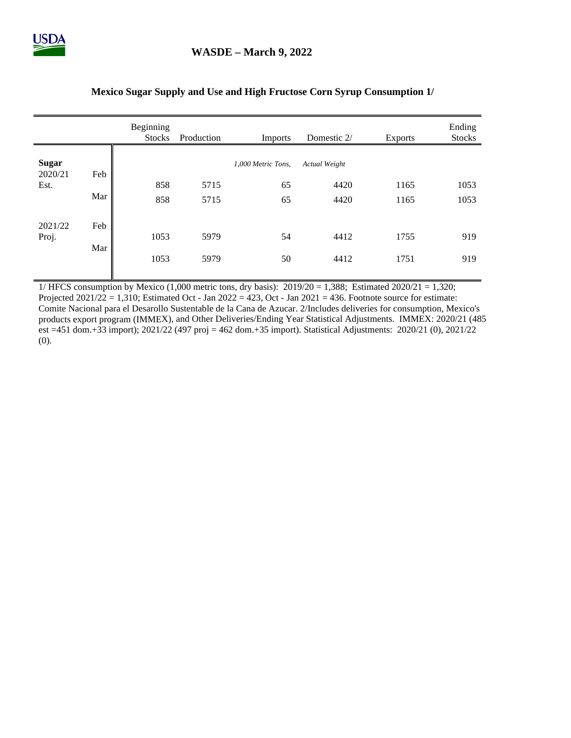# WASDE – March 9, 2022

## Mexico Sugar Supply and Use and High Fructose Corn Syrup Consumption 1/

| | | Beginning Stocks | Production | Imports | Domestic 2/ | Exports | Ending Stocks |
|---|---|---|---|---|---|---|---|
| **Sugar** | | | | *1,000 Metric Tons,* | *Actual Weight* | | |
| 2020/21 Est. | Feb | 858 | 5715 | 65 | 4420 | 1165 | 1053 |
| | Mar | 858 | 5715 | 65 | 4420 | 1165 | 1053 |
| 2021/22 Proj. | Feb | 1053 | 5979 | 54 | 4412 | 1755 | 919 |
| | Mar | 1053 | 5979 | 50 | 4412 | 1751 | 919 |

1/ HFCS consumption by Mexico (1,000 metric tons, dry basis): 2019/20 = 1,388; Estimated 2020/21 = 1,320; Projected 2021/22 = 1,310; Estimated Oct - Jan 2022 = 423, Oct - Jan 2021 = 436. Footnote source for estimate: Comite Nacional para el Desarollo Sustentable de la Cana de Azucar. 2/Includes deliveries for consumption, Mexico's products export program (IMMEX), and Other Deliveries/Ending Year Statistical Adjustments. IMMEX: 2020/21 (485 est =451 dom.+33 import); 2021/22 (497 proj = 462 dom.+35 import). Statistical Adjustments: 2020/21 (0), 2021/22 (0).